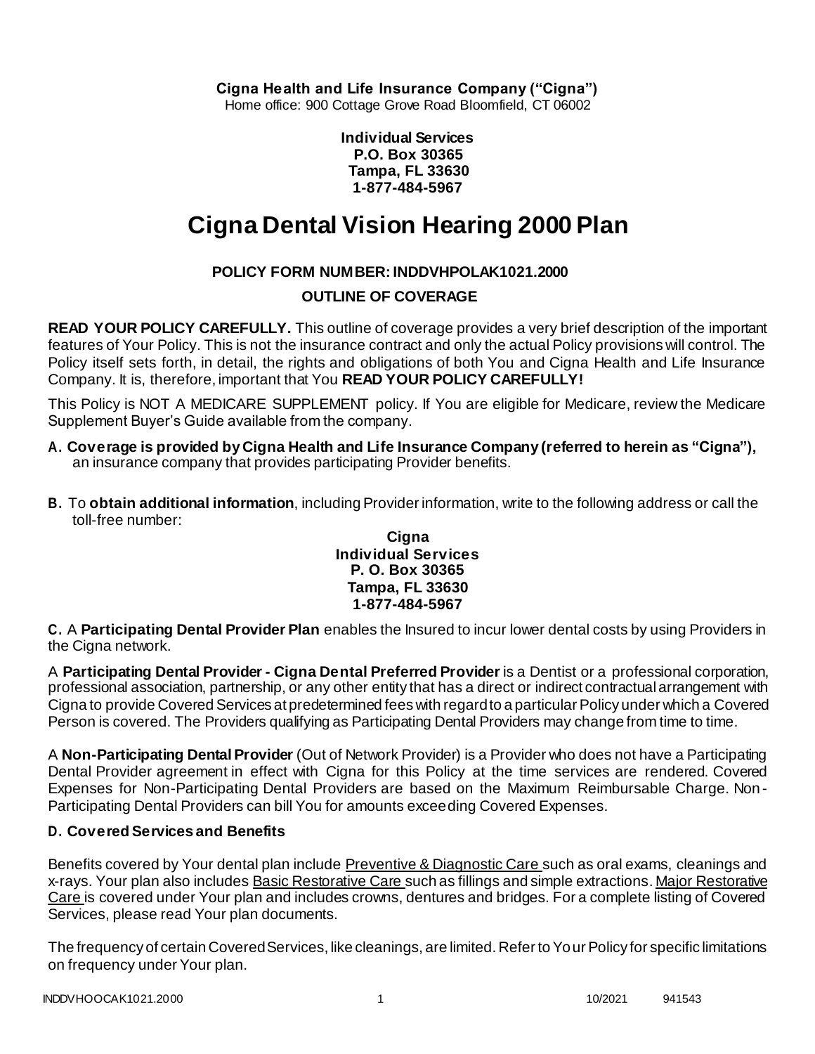**Cigna Health and Life Insurance Company ("Cigna")**
Home office: 900 Cottage Grove Road Bloomfield, CT 06002

**Individual Services**
**P.O. Box 30365**
**Tampa, FL 33630**
**1-877-484-5967**

# Cigna Dental Vision Hearing 2000 Plan

**POLICY FORM NUMBER: INDDVHPOLAK1021.2000**

**OUTLINE OF COVERAGE**

**READ YOUR POLICY CAREFULLY.** This outline of coverage provides a very brief description of the important features of Your Policy. This is not the insurance contract and only the actual Policy provisions will control. The Policy itself sets forth, in detail, the rights and obligations of both You and Cigna Health and Life Insurance Company. It is, therefore, important that You **READ YOUR POLICY CAREFULLY!**

This Policy is NOT A MEDICARE SUPPLEMENT policy. If You are eligible for Medicare, review the Medicare Supplement Buyer's Guide available from the company.

**A. Coverage is provided by Cigna Health and Life Insurance Company (referred to herein as "Cigna"),** an insurance company that provides participating Provider benefits.

**B.** To **obtain additional information**, including Provider information, write to the following address or call the toll-free number:

**Cigna**
**Individual Services**
**P. O. Box 30365**
**Tampa, FL 33630**
**1-877-484-5967**

**C.** A **Participating Dental Provider Plan** enables the Insured to incur lower dental costs by using Providers in the Cigna network.

A **Participating Dental Provider - Cigna Dental Preferred Provider** is a Dentist or a professional corporation, professional association, partnership, or any other entity that has a direct or indirect contractual arrangement with Cigna to provide Covered Services at predetermined fees with regard to a particular Policy under which a Covered Person is covered. The Providers qualifying as Participating Dental Providers may change from time to time.

A **Non-Participating Dental Provider** (Out of Network Provider) is a Provider who does not have a Participating Dental Provider agreement in effect with Cigna for this Policy at the time services are rendered. Covered Expenses for Non-Participating Dental Providers are based on the Maximum Reimbursable Charge. Non-Participating Dental Providers can bill You for amounts exceeding Covered Expenses.

**D. Covered Services and Benefits**

Benefits covered by Your dental plan include Preventive & Diagnostic Care such as oral exams, cleanings and x-rays. Your plan also includes Basic Restorative Care such as fillings and simple extractions. Major Restorative Care is covered under Your plan and includes crowns, dentures and bridges. For a complete listing of Covered Services, please read Your plan documents.

The frequency of certain Covered Services, like cleanings, are limited. Refer to Your Policy for specific limitations on frequency under Your plan.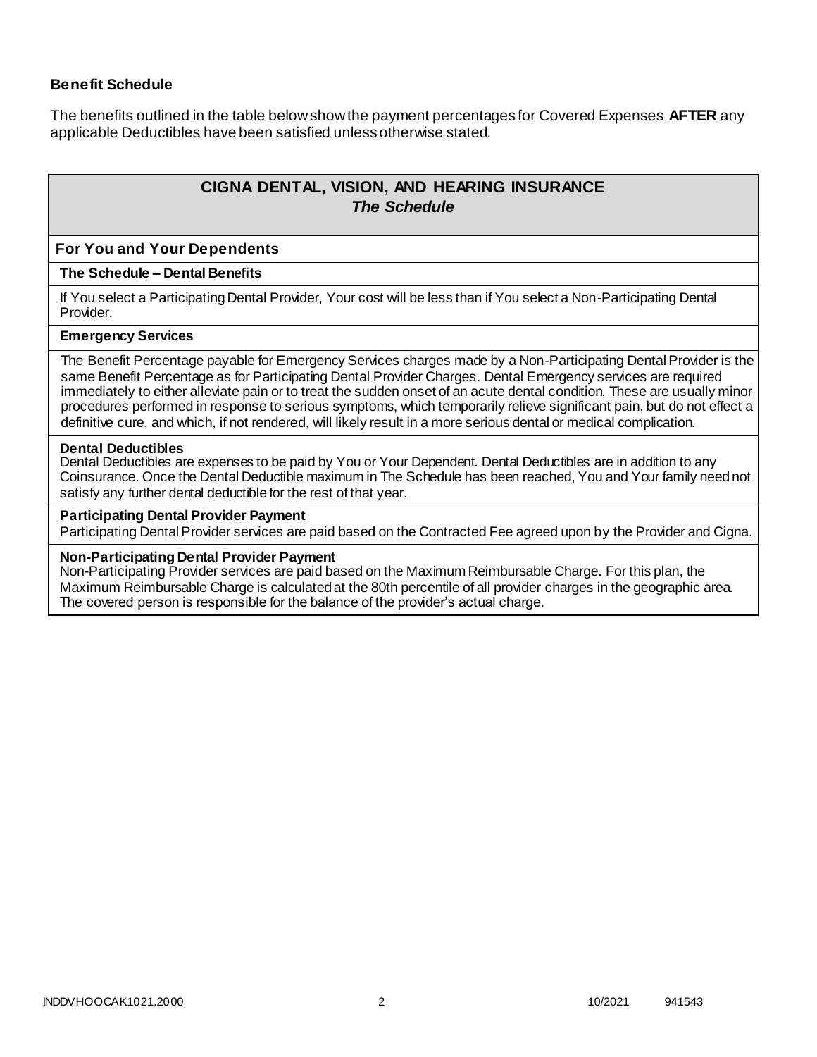**Benefit Schedule**

The benefits outlined in the table below show the payment percentages for Covered Expenses **AFTER** any applicable Deductibles have been satisfied unless otherwise stated.

## CIGNA DENTAL, VISION, AND HEARING INSURANCE
### *The Schedule*

**For You and Your Dependents**

**The Schedule – Dental Benefits**

If You select a Participating Dental Provider, Your cost will be less than if You select a Non-Participating Dental Provider.

**Emergency Services**

The Benefit Percentage payable for Emergency Services charges made by a Non-Participating Dental Provider is the same Benefit Percentage as for Participating Dental Provider Charges. Dental Emergency services are required immediately to either alleviate pain or to treat the sudden onset of an acute dental condition. These are usually minor procedures performed in response to serious symptoms, which temporarily relieve significant pain, but do not effect a definitive cure, and which, if not rendered, will likely result in a more serious dental or medical complication.

**Dental Deductibles**

Dental Deductibles are expenses to be paid by You or Your Dependent. Dental Deductibles are in addition to any Coinsurance. Once the Dental Deductible maximum in The Schedule has been reached, You and Your family need not satisfy any further dental deductible for the rest of that year.

**Participating Dental Provider Payment**

Participating Dental Provider services are paid based on the Contracted Fee agreed upon by the Provider and Cigna.

**Non-Participating Dental Provider Payment**

Non-Participating Provider services are paid based on the Maximum Reimbursable Charge. For this plan, the Maximum Reimbursable Charge is calculated at the 80th percentile of all provider charges in the geographic area. The covered person is responsible for the balance of the provider's actual charge.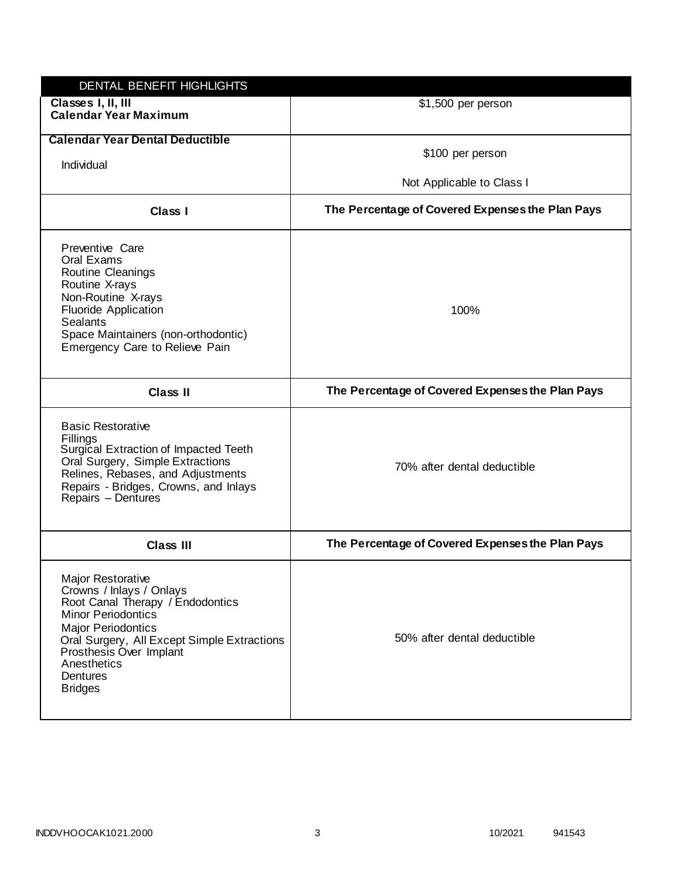| DENTAL BENEFIT HIGHLIGHTS | |
|---|---|
| **Classes I, II, III**<br>**Calendar Year Maximum** | $1,500 per person |
| **Calendar Year Dental Deductible**<br><br>Individual | $100 per person<br><br>Not Applicable to Class I |
| **Class I** | **The Percentage of Covered Expenses the Plan Pays** |
| Preventive Care<br>Oral Exams<br>Routine Cleanings<br>Routine X-rays<br>Non-Routine X-rays<br>Fluoride Application<br>Sealants<br>Space Maintainers (non-orthodontic)<br>Emergency Care to Relieve Pain | 100% |
| **Class II** | **The Percentage of Covered Expenses the Plan Pays** |
| Basic Restorative<br>Fillings<br>Surgical Extraction of Impacted Teeth<br>Oral Surgery, Simple Extractions<br>Relines, Rebases, and Adjustments<br>Repairs - Bridges, Crowns, and Inlays<br>Repairs – Dentures | 70% after dental deductible |
| **Class III** | **The Percentage of Covered Expenses the Plan Pays** |
| Major Restorative<br>Crowns / Inlays / Onlays<br>Root Canal Therapy / Endodontics<br>Minor Periodontics<br>Major Periodontics<br>Oral Surgery, All Except Simple Extractions<br>Prosthesis Over Implant<br>Anesthetics<br>Dentures<br>Bridges | 50% after dental deductible |

INDDVHOOCAK1021.2000 10/2021 941543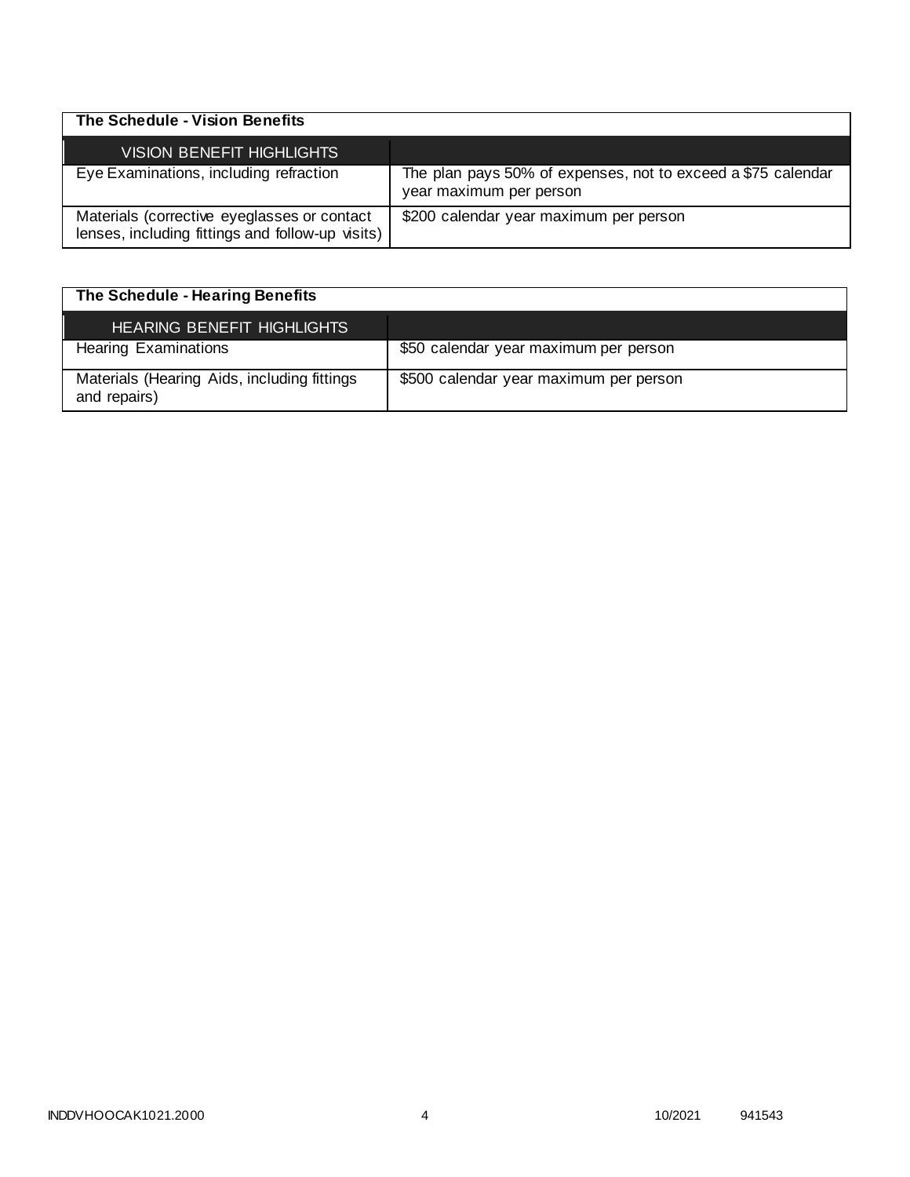| The Schedule - Vision Benefits | |
|---|---|
| VISION BENEFIT HIGHLIGHTS | |
| Eye Examinations, including refraction | The plan pays 50% of expenses, not to exceed a $75 calendar year maximum per person |
| Materials (corrective eyeglasses or contact lenses, including fittings and follow-up visits) | $200 calendar year maximum per person |

| The Schedule - Hearing Benefits | |
|---|---|
| HEARING BENEFIT HIGHLIGHTS | |
| Hearing Examinations | $50 calendar year maximum per person |
| Materials (Hearing Aids, including fittings and repairs) | $500 calendar year maximum per person |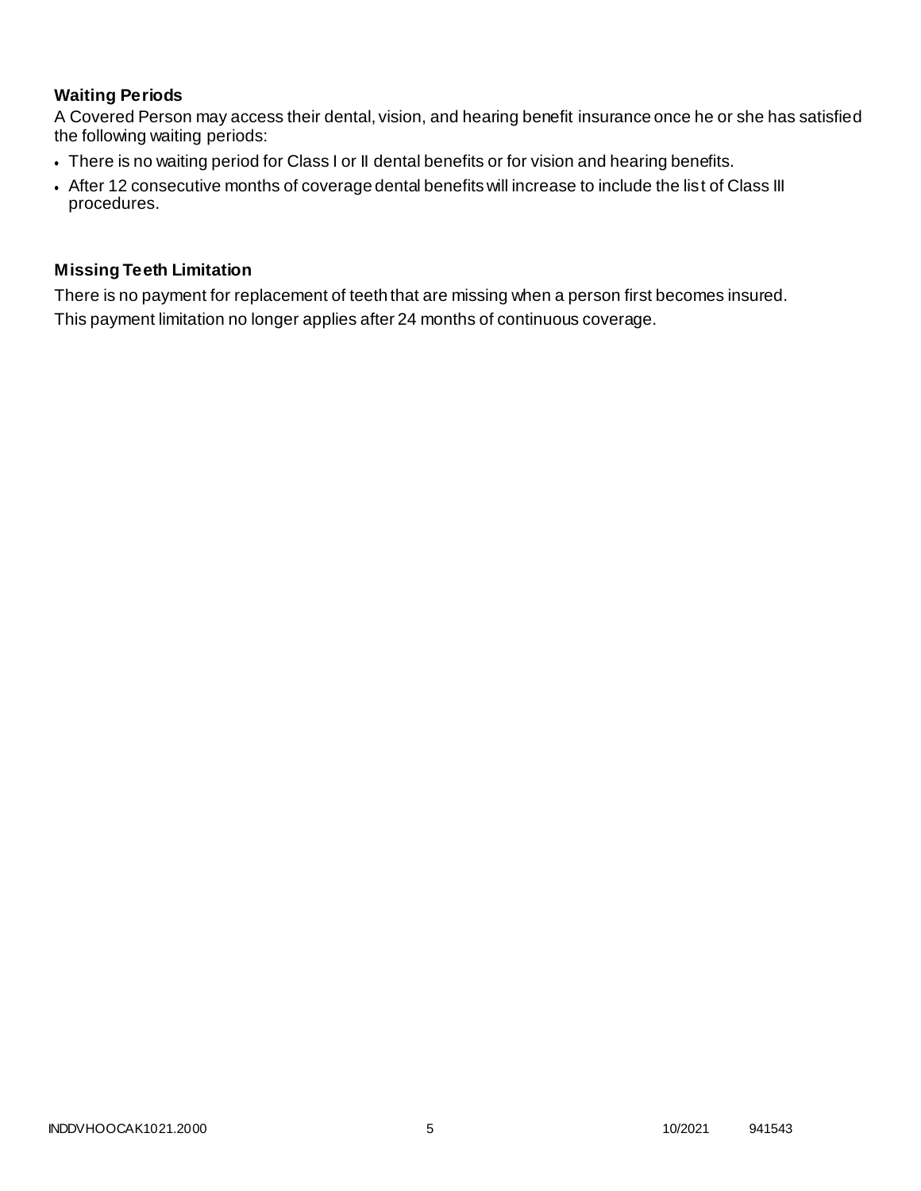### Waiting Periods

A Covered Person may access their dental, vision, and hearing benefit insurance once he or she has satisfied the following waiting periods:

- There is no waiting period for Class I or II dental benefits or for vision and hearing benefits.
- After 12 consecutive months of coverage dental benefits will increase to include the list of Class III procedures.

### Missing Teeth Limitation

There is no payment for replacement of teeth that are missing when a person first becomes insured.

This payment limitation no longer applies after 24 months of continuous coverage.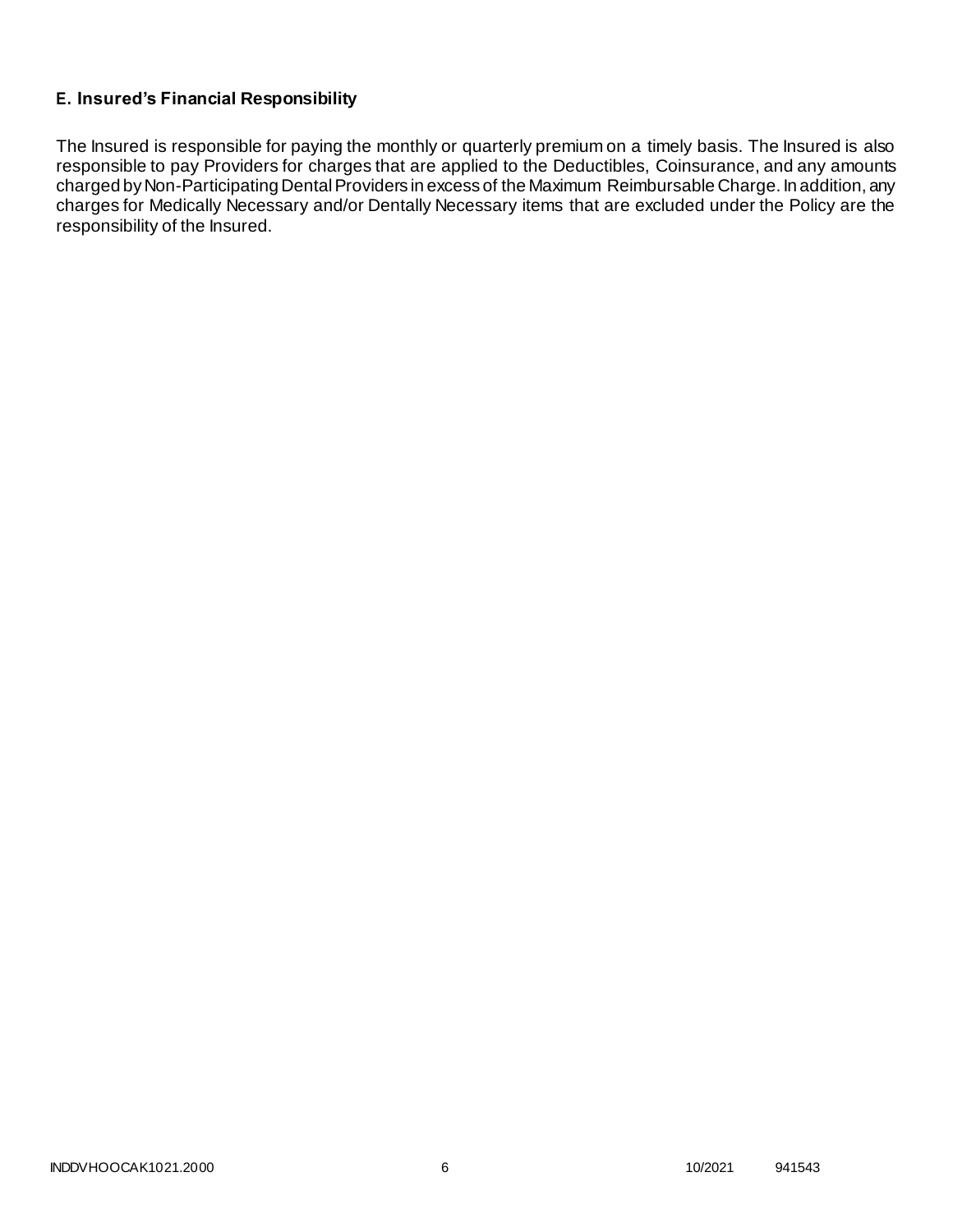### E. Insured's Financial Responsibility

The Insured is responsible for paying the monthly or quarterly premium on a timely basis. The Insured is also responsible to pay Providers for charges that are applied to the Deductibles, Coinsurance, and any amounts charged by Non-Participating Dental Providers in excess of the Maximum Reimbursable Charge. In addition, any charges for Medically Necessary and/or Dentally Necessary items that are excluded under the Policy are the responsibility of the Insured.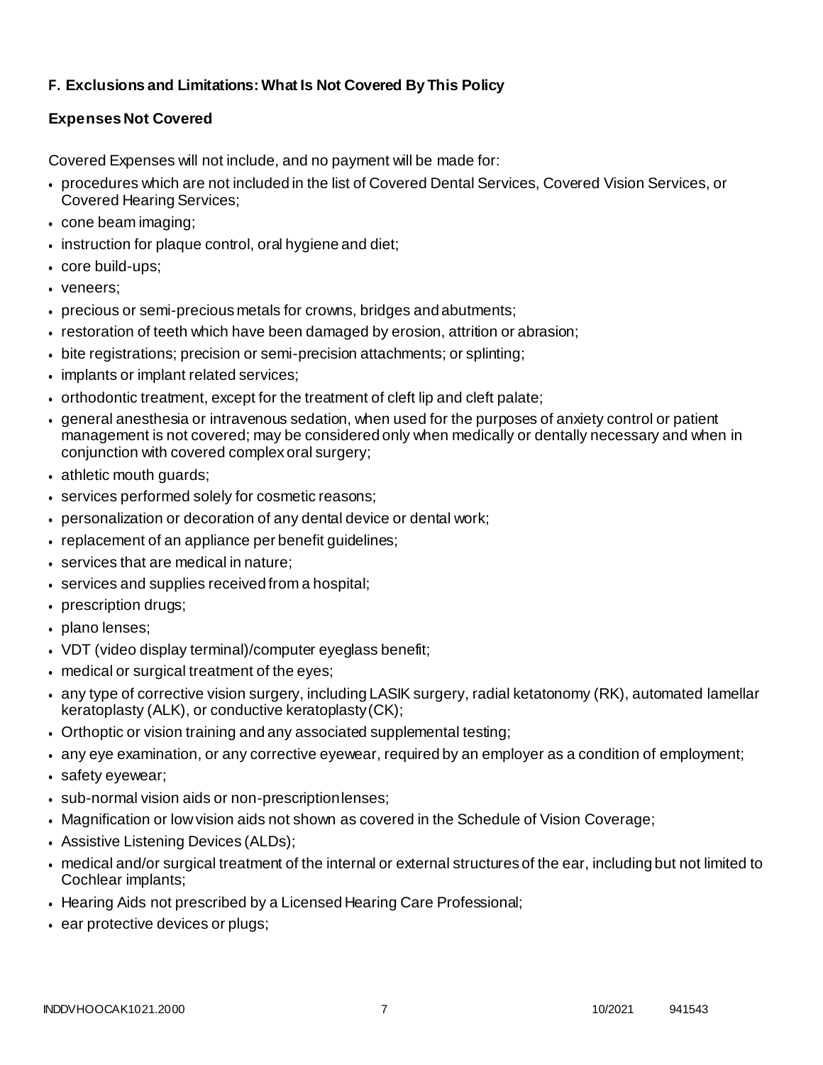**F. Exclusions and Limitations: What Is Not Covered By This Policy**

**Expenses Not Covered**

Covered Expenses will not include, and no payment will be made for:

- procedures which are not included in the list of Covered Dental Services, Covered Vision Services, or Covered Hearing Services;
- cone beam imaging;
- instruction for plaque control, oral hygiene and diet;
- core build-ups;
- veneers;
- precious or semi-precious metals for crowns, bridges and abutments;
- restoration of teeth which have been damaged by erosion, attrition or abrasion;
- bite registrations; precision or semi-precision attachments; or splinting;
- implants or implant related services;
- orthodontic treatment, except for the treatment of cleft lip and cleft palate;
- general anesthesia or intravenous sedation, when used for the purposes of anxiety control or patient management is not covered; may be considered only when medically or dentally necessary and when in conjunction with covered complex oral surgery;
- athletic mouth guards;
- services performed solely for cosmetic reasons;
- personalization or decoration of any dental device or dental work;
- replacement of an appliance per benefit guidelines;
- services that are medical in nature;
- services and supplies received from a hospital;
- prescription drugs;
- plano lenses;
- VDT (video display terminal)/computer eyeglass benefit;
- medical or surgical treatment of the eyes;
- any type of corrective vision surgery, including LASIK surgery, radial ketatonomy (RK), automated lamellar keratoplasty (ALK), or conductive keratoplasty (CK);
- Orthoptic or vision training and any associated supplemental testing;
- any eye examination, or any corrective eyewear, required by an employer as a condition of employment;
- safety eyewear;
- sub-normal vision aids or non-prescription lenses;
- Magnification or low vision aids not shown as covered in the Schedule of Vision Coverage;
- Assistive Listening Devices (ALDs);
- medical and/or surgical treatment of the internal or external structures of the ear, including but not limited to Cochlear implants;
- Hearing Aids not prescribed by a Licensed Hearing Care Professional;
- ear protective devices or plugs;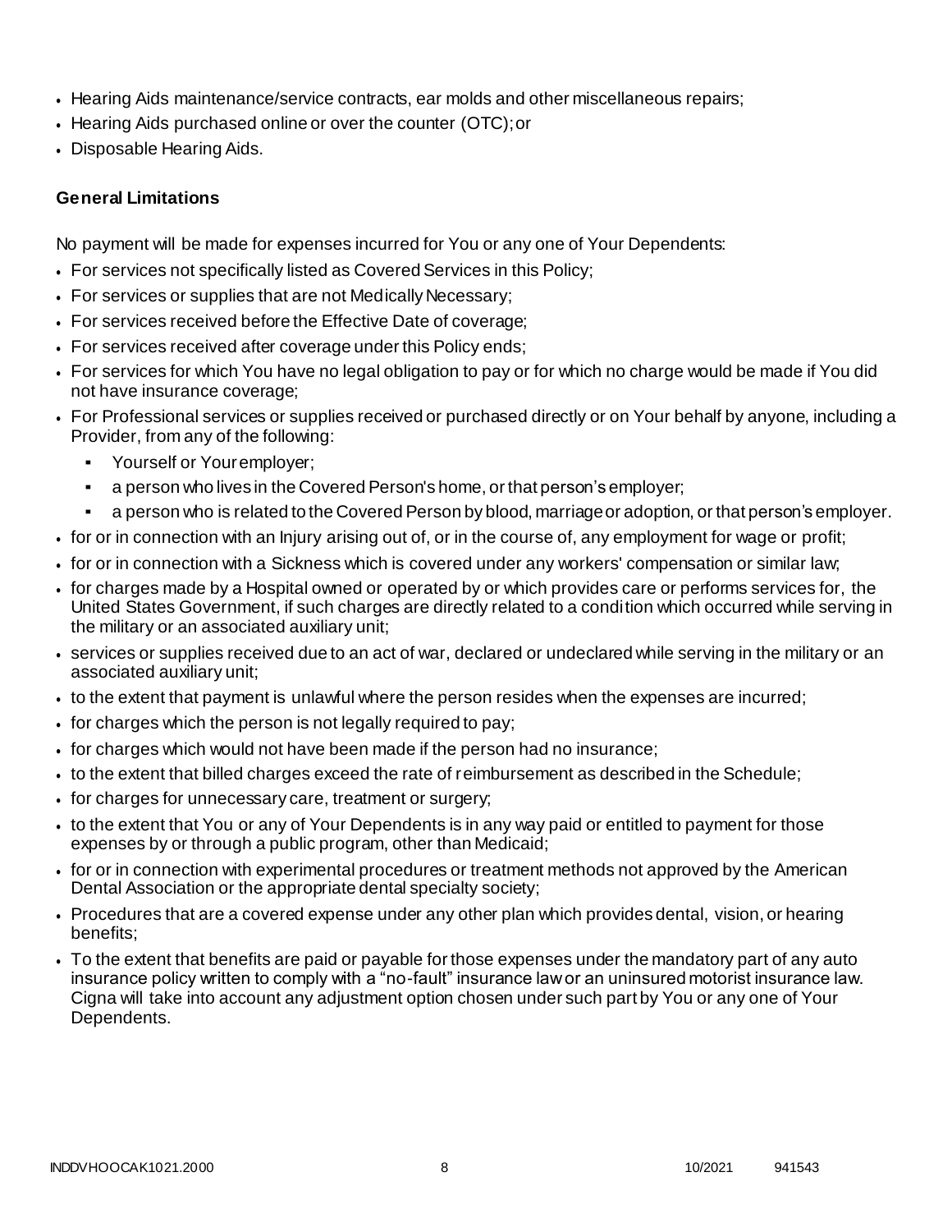- Hearing Aids maintenance/service contracts, ear molds and other miscellaneous repairs;
- Hearing Aids purchased online or over the counter (OTC); or
- Disposable Hearing Aids.

**General Limitations**

No payment will be made for expenses incurred for You or any one of Your Dependents:

- For services not specifically listed as Covered Services in this Policy;
- For services or supplies that are not Medically Necessary;
- For services received before the Effective Date of coverage;
- For services received after coverage under this Policy ends;
- For services for which You have no legal obligation to pay or for which no charge would be made if You did not have insurance coverage;
- For Professional services or supplies received or purchased directly or on Your behalf by anyone, including a Provider, from any of the following:
  - Yourself or Your employer;
  - a person who lives in the Covered Person's home, or that person's employer;
  - a person who is related to the Covered Person by blood, marriage or adoption, or that person's employer.
- for or in connection with an Injury arising out of, or in the course of, any employment for wage or profit;
- for or in connection with a Sickness which is covered under any workers' compensation or similar law;
- for charges made by a Hospital owned or operated by or which provides care or performs services for, the United States Government, if such charges are directly related to a condition which occurred while serving in the military or an associated auxiliary unit;
- services or supplies received due to an act of war, declared or undeclared while serving in the military or an associated auxiliary unit;
- to the extent that payment is unlawful where the person resides when the expenses are incurred;
- for charges which the person is not legally required to pay;
- for charges which would not have been made if the person had no insurance;
- to the extent that billed charges exceed the rate of reimbursement as described in the Schedule;
- for charges for unnecessary care, treatment or surgery;
- to the extent that You or any of Your Dependents is in any way paid or entitled to payment for those expenses by or through a public program, other than Medicaid;
- for or in connection with experimental procedures or treatment methods not approved by the American Dental Association or the appropriate dental specialty society;
- Procedures that are a covered expense under any other plan which provides dental, vision, or hearing benefits;
- To the extent that benefits are paid or payable for those expenses under the mandatory part of any auto insurance policy written to comply with a "no-fault" insurance law or an uninsured motorist insurance law. Cigna will take into account any adjustment option chosen under such part by You or any one of Your Dependents.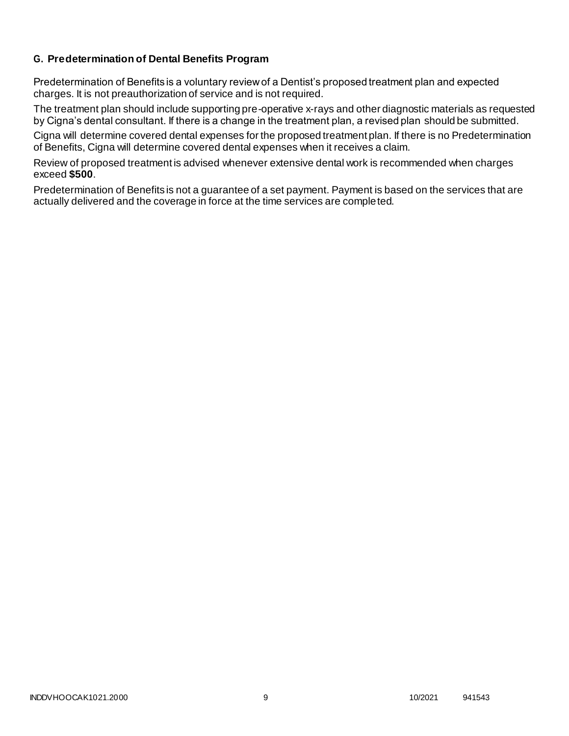### G. Predetermination of Dental Benefits Program

Predetermination of Benefits is a voluntary review of a Dentist's proposed treatment plan and expected charges. It is not preauthorization of service and is not required.

The treatment plan should include supporting pre-operative x-rays and other diagnostic materials as requested by Cigna's dental consultant. If there is a change in the treatment plan, a revised plan should be submitted.

Cigna will determine covered dental expenses for the proposed treatment plan. If there is no Predetermination of Benefits, Cigna will determine covered dental expenses when it receives a claim.

Review of proposed treatment is advised whenever extensive dental work is recommended when charges exceed **$500**.

Predetermination of Benefits is not a guarantee of a set payment. Payment is based on the services that are actually delivered and the coverage in force at the time services are completed.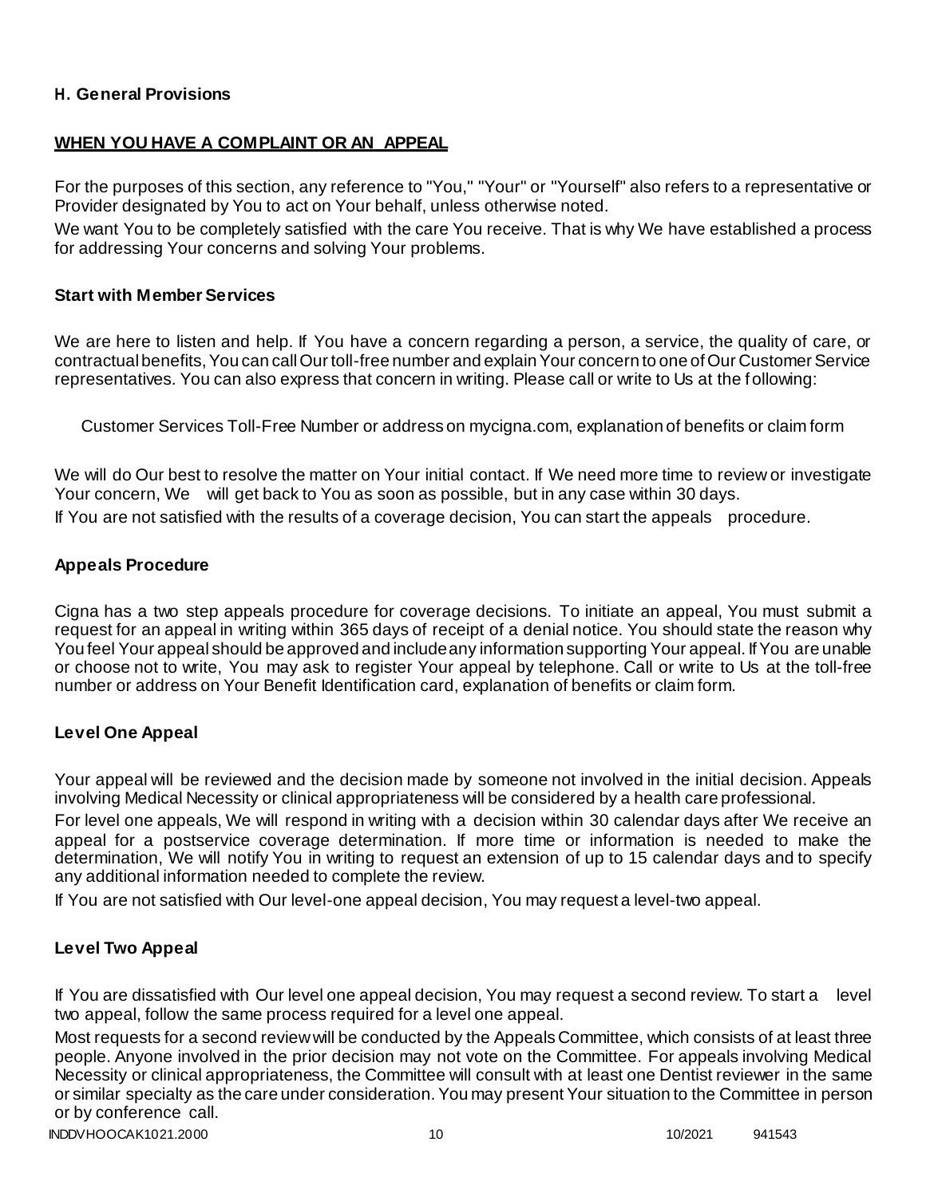### H. General Provisions

## WHEN YOU HAVE A COMPLAINT OR AN APPEAL

For the purposes of this section, any reference to "You," "Your" or "Yourself" also refers to a representative or Provider designated by You to act on Your behalf, unless otherwise noted.

We want You to be completely satisfied with the care You receive. That is why We have established a process for addressing Your concerns and solving Your problems.

### Start with Member Services

We are here to listen and help. If You have a concern regarding a person, a service, the quality of care, or contractual benefits, You can call Our toll-free number and explain Your concern to one of Our Customer Service representatives. You can also express that concern in writing. Please call or write to Us at the following:

Customer Services Toll-Free Number or address on mycigna.com, explanation of benefits or claim form

We will do Our best to resolve the matter on Your initial contact. If We need more time to review or investigate Your concern, We will get back to You as soon as possible, but in any case within 30 days.

If You are not satisfied with the results of a coverage decision, You can start the appeals procedure.

### Appeals Procedure

Cigna has a two step appeals procedure for coverage decisions. To initiate an appeal, You must submit a request for an appeal in writing within 365 days of receipt of a denial notice. You should state the reason why You feel Your appeal should be approved and include any information supporting Your appeal. If You are unable or choose not to write, You may ask to register Your appeal by telephone. Call or write to Us at the toll-free number or address on Your Benefit Identification card, explanation of benefits or claim form.

### Level One Appeal

Your appeal will be reviewed and the decision made by someone not involved in the initial decision. Appeals involving Medical Necessity or clinical appropriateness will be considered by a health care professional.

For level one appeals, We will respond in writing with a decision within 30 calendar days after We receive an appeal for a postservice coverage determination. If more time or information is needed to make the determination, We will notify You in writing to request an extension of up to 15 calendar days and to specify any additional information needed to complete the review.

If You are not satisfied with Our level-one appeal decision, You may request a level-two appeal.

### Level Two Appeal

If You are dissatisfied with Our level one appeal decision, You may request a second review. To start a level two appeal, follow the same process required for a level one appeal.

Most requests for a second review will be conducted by the Appeals Committee, which consists of at least three people. Anyone involved in the prior decision may not vote on the Committee. For appeals involving Medical Necessity or clinical appropriateness, the Committee will consult with at least one Dentist reviewer in the same or similar specialty as the care under consideration. You may present Your situation to the Committee in person or by conference call.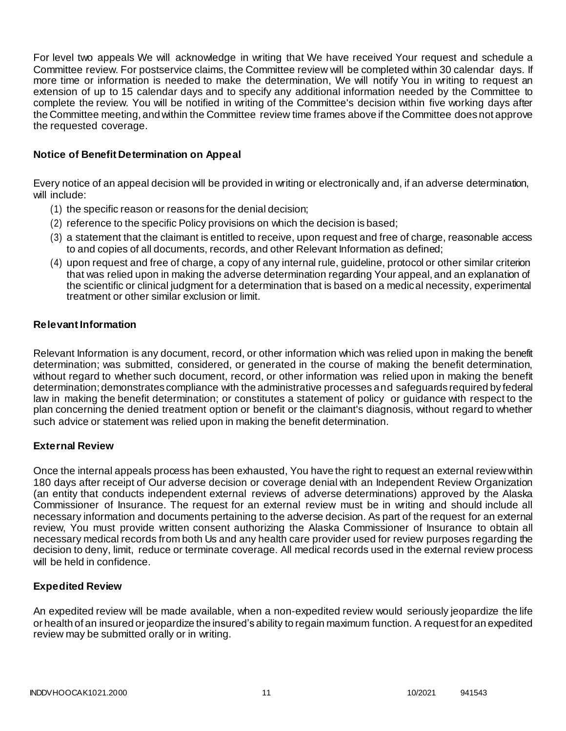For level two appeals We will acknowledge in writing that We have received Your request and schedule a Committee review. For postservice claims, the Committee review will be completed within 30 calendar days. If more time or information is needed to make the determination, We will notify You in writing to request an extension of up to 15 calendar days and to specify any additional information needed by the Committee to complete the review. You will be notified in writing of the Committee's decision within five working days after the Committee meeting, and within the Committee review time frames above if the Committee does not approve the requested coverage.

### Notice of Benefit Determination on Appeal

Every notice of an appeal decision will be provided in writing or electronically and, if an adverse determination, will include:

(1) the specific reason or reasons for the denial decision;
(2) reference to the specific Policy provisions on which the decision is based;
(3) a statement that the claimant is entitled to receive, upon request and free of charge, reasonable access to and copies of all documents, records, and other Relevant Information as defined;
(4) upon request and free of charge, a copy of any internal rule, guideline, protocol or other similar criterion that was relied upon in making the adverse determination regarding Your appeal, and an explanation of the scientific or clinical judgment for a determination that is based on a medical necessity, experimental treatment or other similar exclusion or limit.

### Relevant Information

Relevant Information is any document, record, or other information which was relied upon in making the benefit determination; was submitted, considered, or generated in the course of making the benefit determination, without regard to whether such document, record, or other information was relied upon in making the benefit determination; demonstrates compliance with the administrative processes and safeguards required by federal law in making the benefit determination; or constitutes a statement of policy or guidance with respect to the plan concerning the denied treatment option or benefit or the claimant's diagnosis, without regard to whether such advice or statement was relied upon in making the benefit determination.

### External Review

Once the internal appeals process has been exhausted, You have the right to request an external review within 180 days after receipt of Our adverse decision or coverage denial with an Independent Review Organization (an entity that conducts independent external reviews of adverse determinations) approved by the Alaska Commissioner of Insurance. The request for an external review must be in writing and should include all necessary information and documents pertaining to the adverse decision. As part of the request for an external review, You must provide written consent authorizing the Alaska Commissioner of Insurance to obtain all necessary medical records from both Us and any health care provider used for review purposes regarding the decision to deny, limit, reduce or terminate coverage. All medical records used in the external review process will be held in confidence.

### Expedited Review

An expedited review will be made available, when a non-expedited review would seriously jeopardize the life or health of an insured or jeopardize the insured's ability to regain maximum function. A request for an expedited review may be submitted orally or in writing.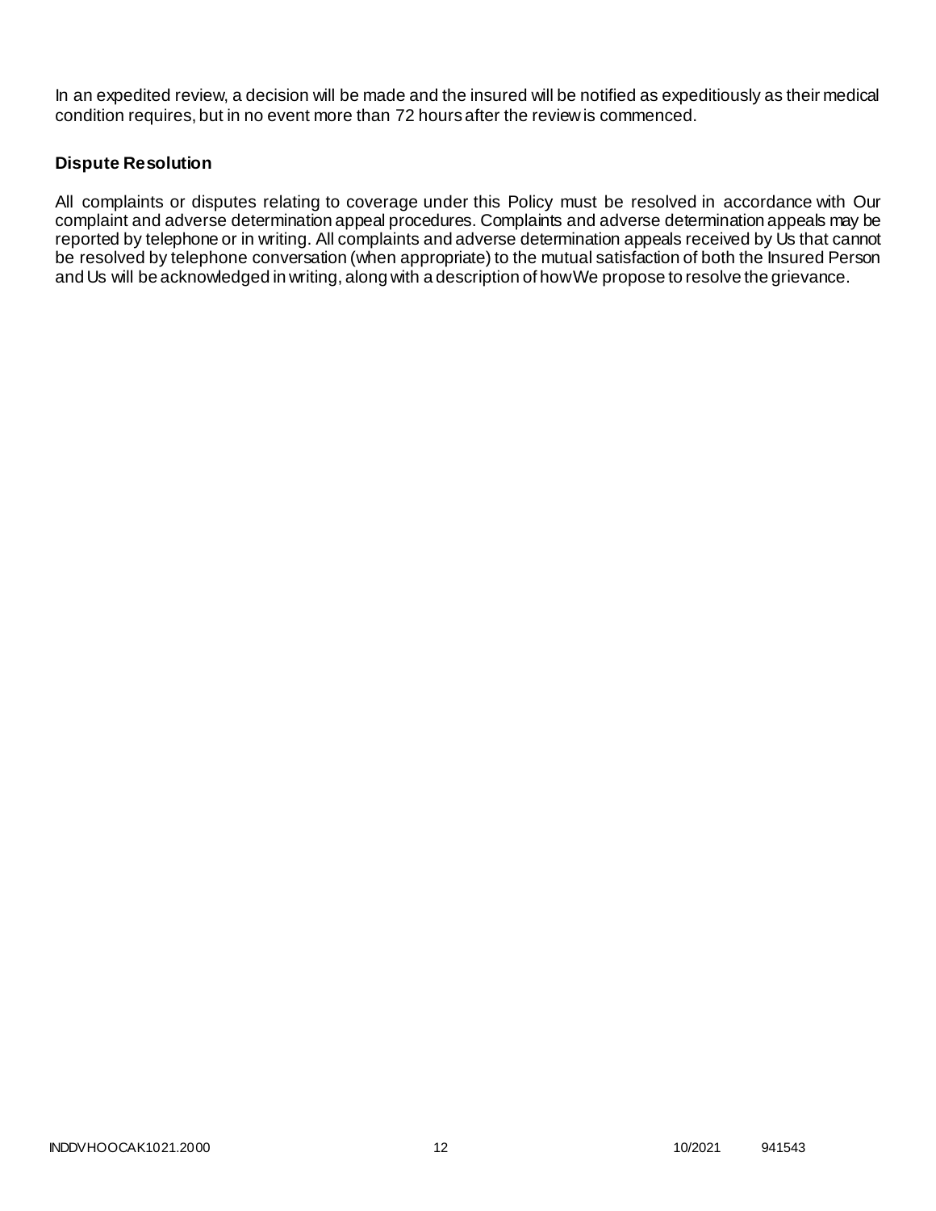In an expedited review, a decision will be made and the insured will be notified as expeditiously as their medical condition requires, but in no event more than 72 hours after the review is commenced.

### Dispute Resolution

All complaints or disputes relating to coverage under this Policy must be resolved in accordance with Our complaint and adverse determination appeal procedures. Complaints and adverse determination appeals may be reported by telephone or in writing. All complaints and adverse determination appeals received by Us that cannot be resolved by telephone conversation (when appropriate) to the mutual satisfaction of both the Insured Person and Us will be acknowledged in writing, along with a description of how We propose to resolve the grievance.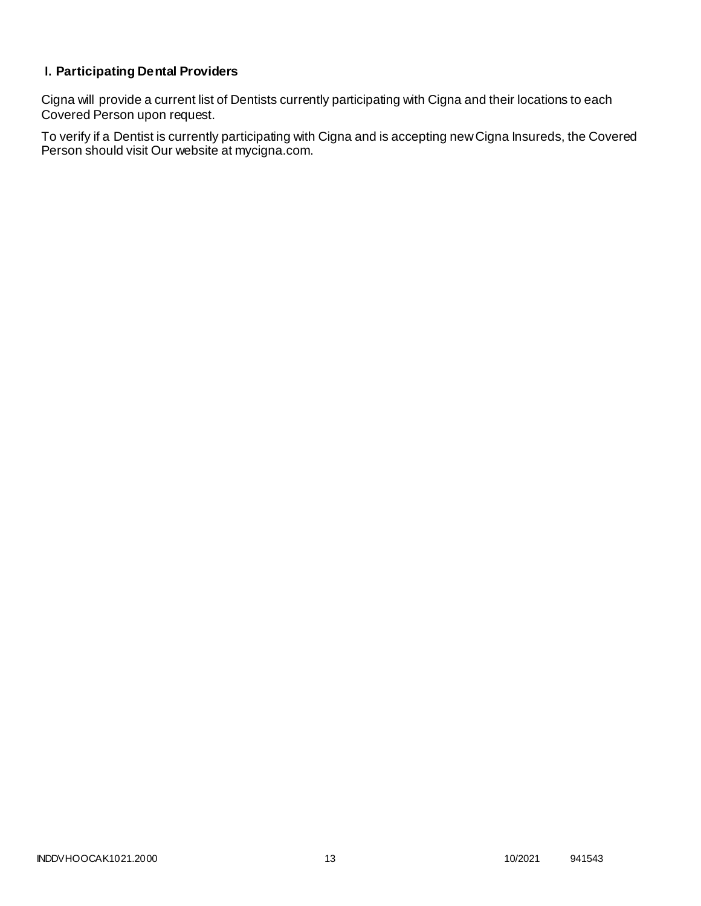### I. Participating Dental Providers

Cigna will provide a current list of Dentists currently participating with Cigna and their locations to each Covered Person upon request.

To verify if a Dentist is currently participating with Cigna and is accepting new Cigna Insureds, the Covered Person should visit Our website at mycigna.com.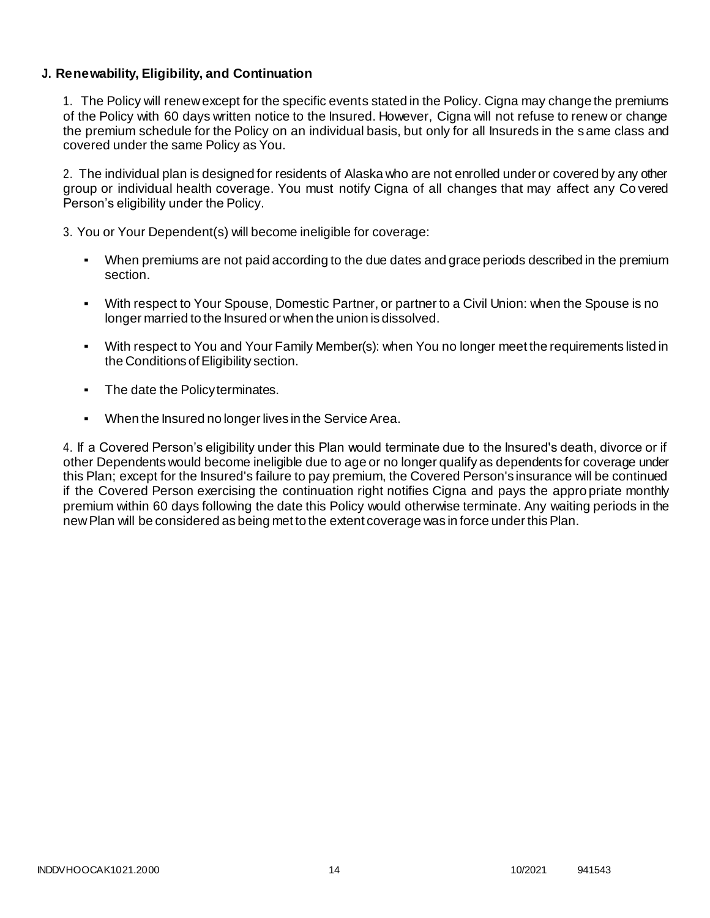### J. Renewability, Eligibility, and Continuation

1. The Policy will renew except for the specific events stated in the Policy. Cigna may change the premiums of the Policy with 60 days written notice to the Insured. However, Cigna will not refuse to renew or change the premium schedule for the Policy on an individual basis, but only for all Insureds in the same class and covered under the same Policy as You.

2. The individual plan is designed for residents of Alaska who are not enrolled under or covered by any other group or individual health coverage. You must notify Cigna of all changes that may affect any Covered Person's eligibility under the Policy.

3. You or Your Dependent(s) will become ineligible for coverage:

   - When premiums are not paid according to the due dates and grace periods described in the premium section.
   - With respect to Your Spouse, Domestic Partner, or partner to a Civil Union: when the Spouse is no longer married to the Insured or when the union is dissolved.
   - With respect to You and Your Family Member(s): when You no longer meet the requirements listed in the Conditions of Eligibility section.
   - The date the Policy terminates.
   - When the Insured no longer lives in the Service Area.

4. If a Covered Person's eligibility under this Plan would terminate due to the Insured's death, divorce or if other Dependents would become ineligible due to age or no longer qualify as dependents for coverage under this Plan; except for the Insured's failure to pay premium, the Covered Person's insurance will be continued if the Covered Person exercising the continuation right notifies Cigna and pays the appropriate monthly premium within 60 days following the date this Policy would otherwise terminate. Any waiting periods in the new Plan will be considered as being met to the extent coverage was in force under this Plan.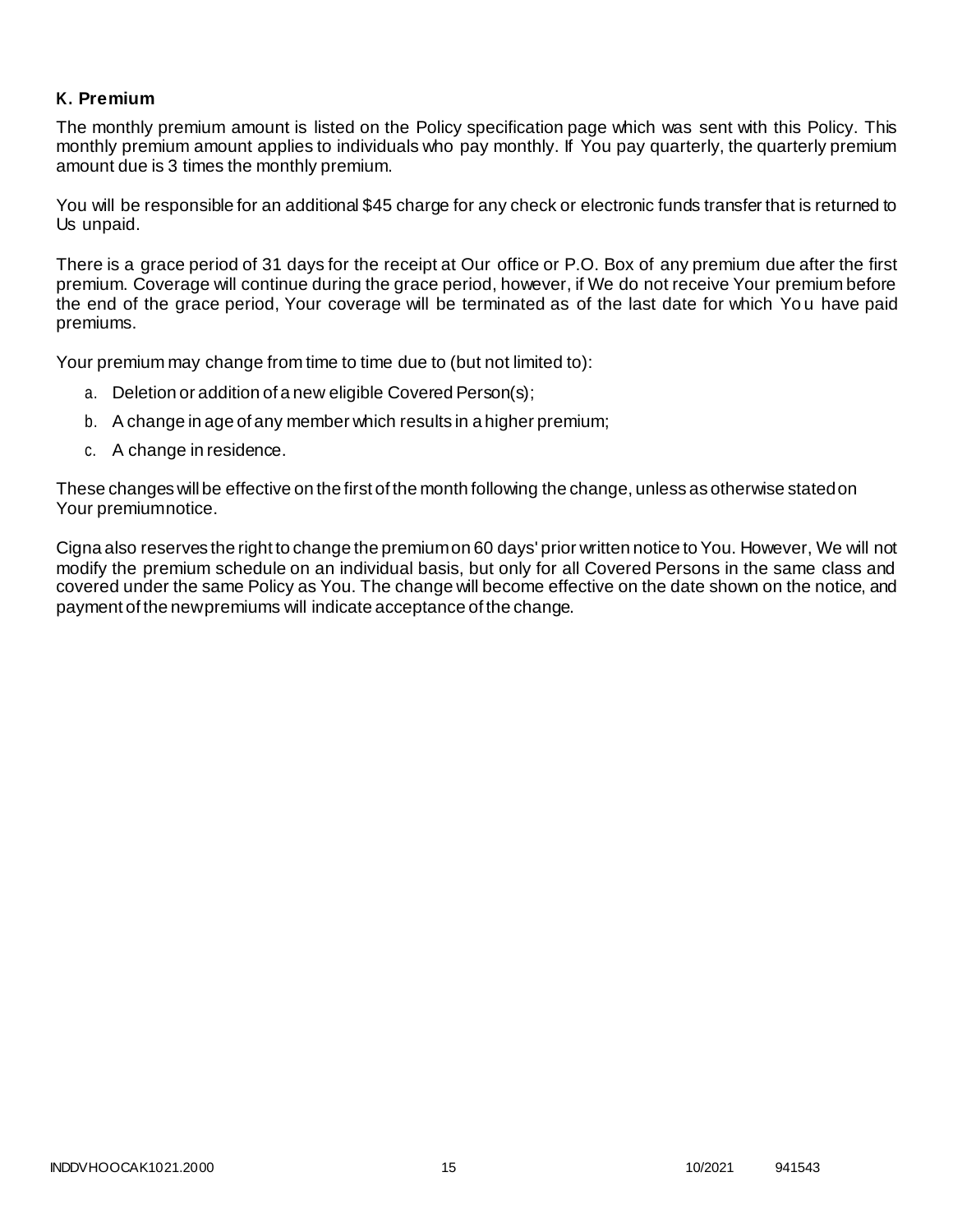### K. Premium

The monthly premium amount is listed on the Policy specification page which was sent with this Policy. This monthly premium amount applies to individuals who pay monthly. If You pay quarterly, the quarterly premium amount due is 3 times the monthly premium.

You will be responsible for an additional $45 charge for any check or electronic funds transfer that is returned to Us unpaid.

There is a grace period of 31 days for the receipt at Our office or P.O. Box of any premium due after the first premium. Coverage will continue during the grace period, however, if We do not receive Your premium before the end of the grace period, Your coverage will be terminated as of the last date for which You have paid premiums.

Your premium may change from time to time due to (but not limited to):

a. Deletion or addition of a new eligible Covered Person(s);
b. A change in age of any member which results in a higher premium;
c. A change in residence.

These changes will be effective on the first of the month following the change, unless as otherwise stated on Your premium notice.

Cigna also reserves the right to change the premium on 60 days' prior written notice to You. However, We will not modify the premium schedule on an individual basis, but only for all Covered Persons in the same class and covered under the same Policy as You. The change will become effective on the date shown on the notice, and payment of the new premiums will indicate acceptance of the change.